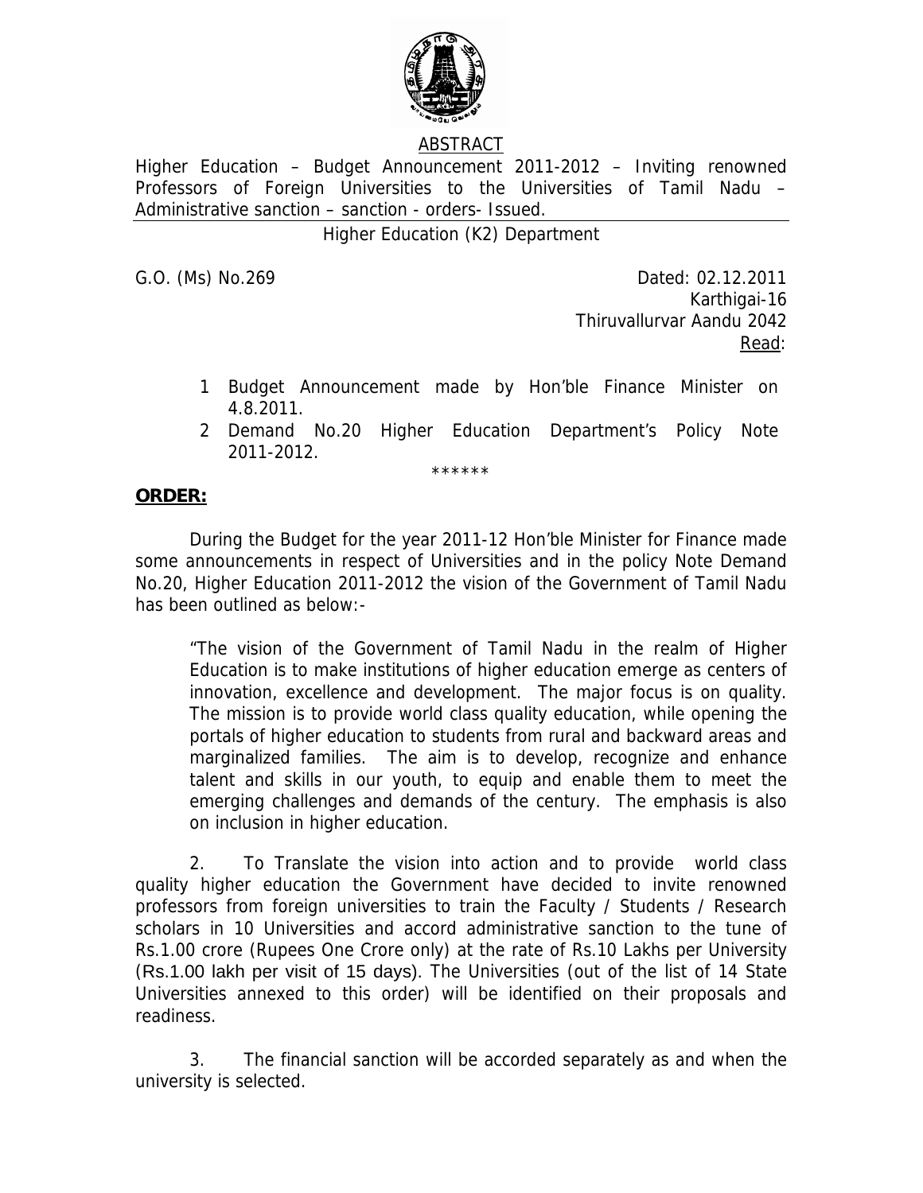ABSTRACT

Higher Education – Budget Announcement 2011-2012 – Inviting renowned Professors of Foreign Universities to the Universities of Tamil Nadu – Administrative sanction – sanction - orders- Issued.

Higher Education (K2) Department

G.O. (Ms) No.269

Dated: 02.12.2011
Karthigai-16
Thiruvallurvar Aandu 2042

Read:

1. Budget Announcement made by Hon'ble Finance Minister on 4.8.2011.
2. Demand No.20 Higher Education Department's Policy Note 2011-2012.

******

**ORDER:**

During the Budget for the year 2011-12 Hon'ble Minister for Finance made some announcements in respect of Universities and in the policy Note Demand No.20, Higher Education 2011-2012 the vision of the Government of Tamil Nadu has been outlined as below:-

> "The vision of the Government of Tamil Nadu in the realm of Higher Education is to make institutions of higher education emerge as centers of innovation, excellence and development. The major focus is on quality. The mission is to provide world class quality education, while opening the portals of higher education to students from rural and backward areas and marginalized families. The aim is to develop, recognize and enhance talent and skills in our youth, to equip and enable them to meet the emerging challenges and demands of the century. The emphasis is also on inclusion in higher education.

2. To Translate the vision into action and to provide world class quality higher education the Government have decided to invite renowned professors from foreign universities to train the Faculty / Students / Research scholars in 10 Universities and accord administrative sanction to the tune of Rs.1.00 crore (Rupees One Crore only) at the rate of Rs.10 Lakhs per University (Rs.1.00 lakh per visit of 15 days). The Universities (out of the list of 14 State Universities annexed to this order) will be identified on their proposals and readiness.

3. The financial sanction will be accorded separately as and when the university is selected.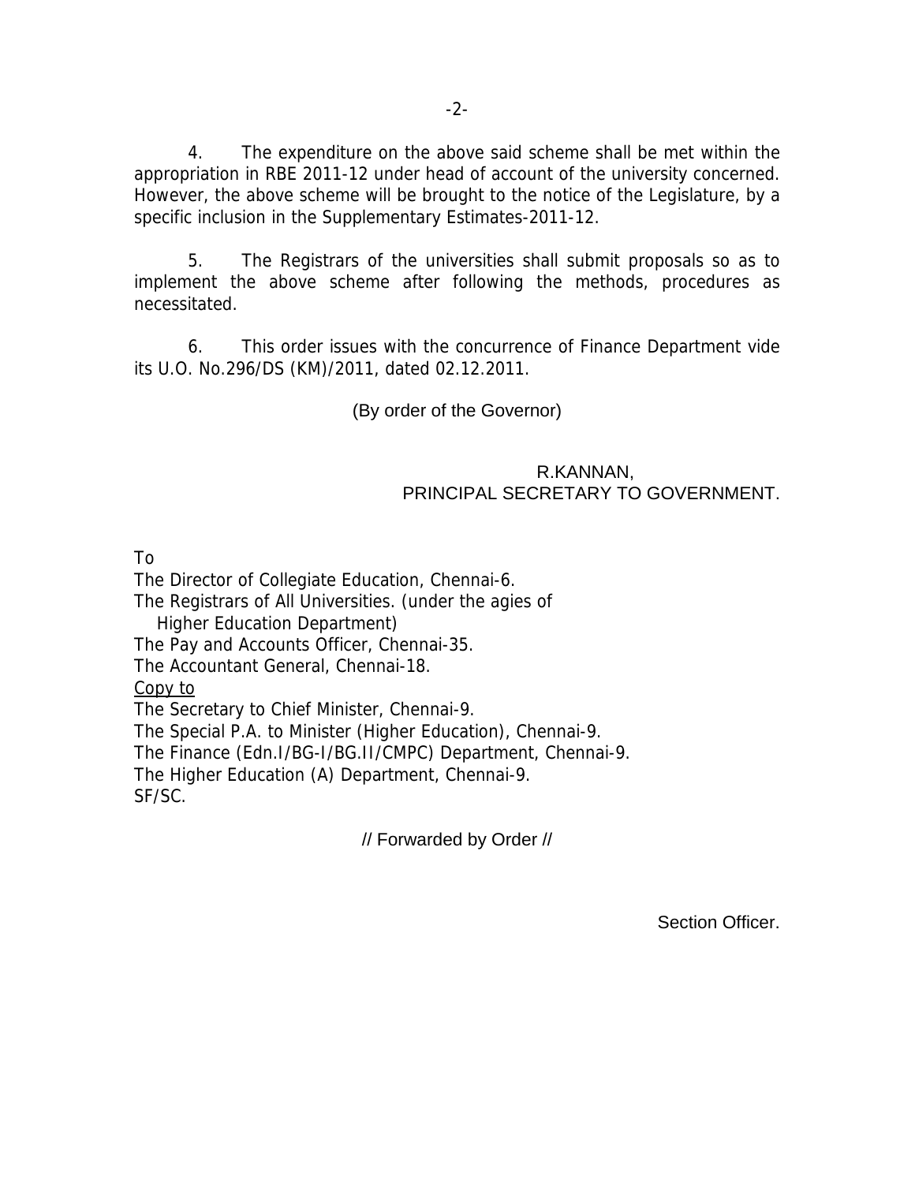4. The expenditure on the above said scheme shall be met within the appropriation in RBE 2011-12 under head of account of the university concerned. However, the above scheme will be brought to the notice of the Legislature, by a specific inclusion in the Supplementary Estimates-2011-12.

5. The Registrars of the universities shall submit proposals so as to implement the above scheme after following the methods, procedures as necessitated.

6. This order issues with the concurrence of Finance Department vide its U.O. No.296/DS (KM)/2011, dated 02.12.2011.

(By order of the Governor)

R.KANNAN,
PRINCIPAL SECRETARY TO GOVERNMENT.

To
The Director of Collegiate Education, Chennai-6.
The Registrars of All Universities. (under the agies of
 Higher Education Department)
The Pay and Accounts Officer, Chennai-35.
The Accountant General, Chennai-18.
Copy to
The Secretary to Chief Minister, Chennai-9.
The Special P.A. to Minister (Higher Education), Chennai-9.
The Finance (Edn.I/BG-I/BG.II/CMPC) Department, Chennai-9.
The Higher Education (A) Department, Chennai-9.
SF/SC.

// Forwarded by Order //

Section Officer.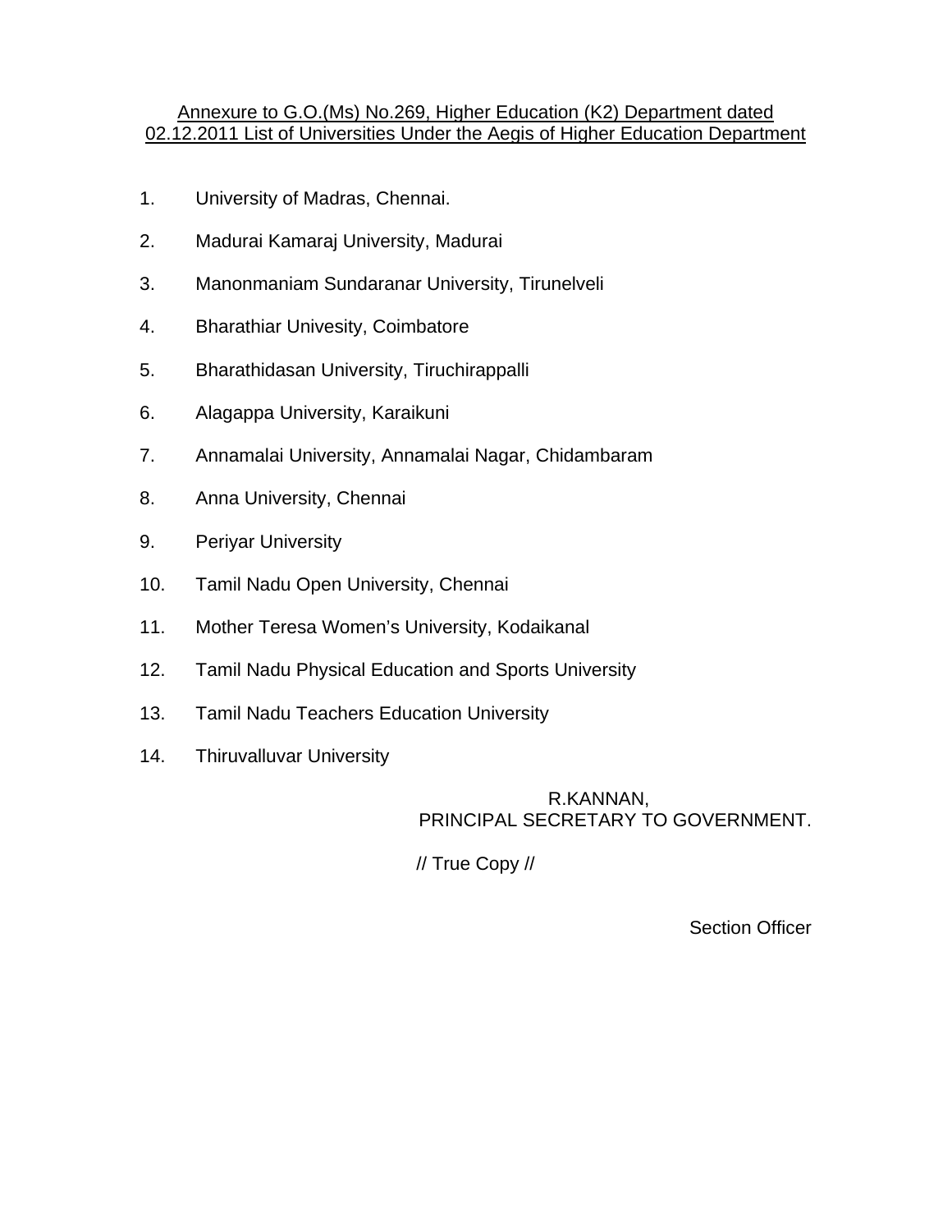Annexure to G.O.(Ms) No.269, Higher Education (K2) Department dated 02.12.2011 List of Universities Under the Aegis of Higher Education Department

1. University of Madras, Chennai.
2. Madurai Kamaraj University, Madurai
3. Manonmaniam Sundaranar University, Tirunelveli
4. Bharathiar Univesity, Coimbatore
5. Bharathidasan University, Tiruchirappalli
6. Alagappa University, Karaikuni
7. Annamalai University, Annamalai Nagar, Chidambaram
8. Anna University, Chennai
9. Periyar University
10. Tamil Nadu Open University, Chennai
11. Mother Teresa Women's University, Kodaikanal
12. Tamil Nadu Physical Education and Sports University
13. Tamil Nadu Teachers Education University
14. Thiruvalluvar University

R.KANNAN,
PRINCIPAL SECRETARY TO GOVERNMENT.

// True Copy //

Section Officer